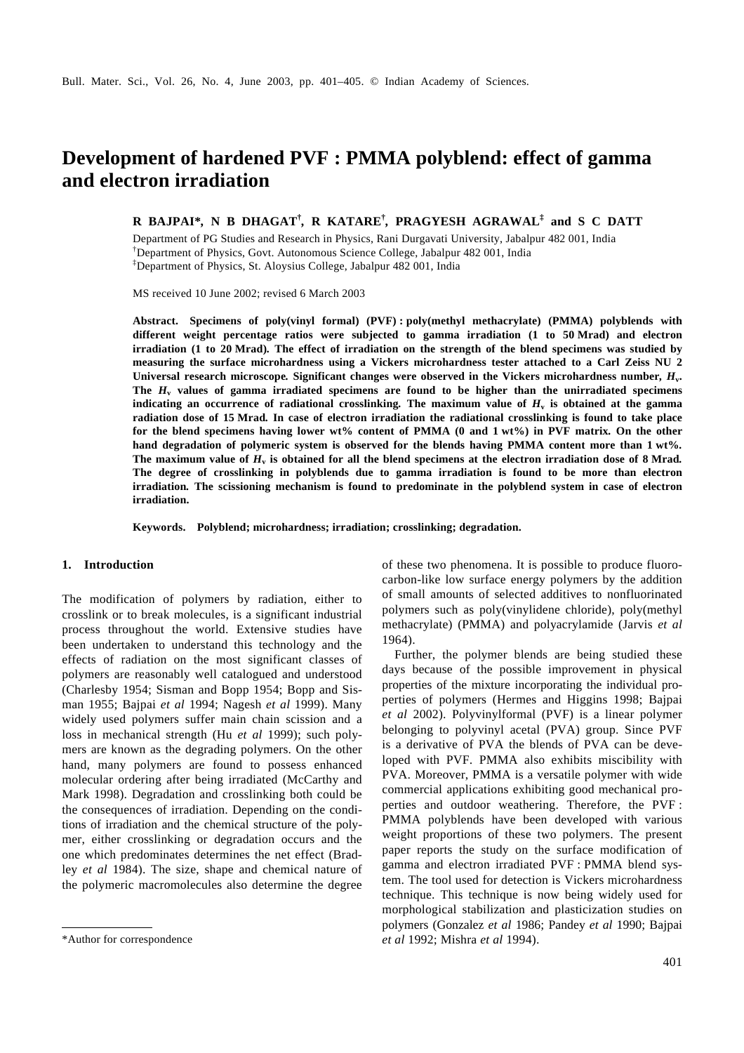# Development of hardened PVF : PMMA polyblend: effect of gamma and electron irradiation

**R BAJPAI\*, N B DHAGAT[†], R KATARE[†], PRAGYESH AGRAWAL[‡] and S C DATT**

Department of PG Studies and Research in Physics, Rani Durgavati University, Jabalpur 482 001, India
[†]Department of Physics, Govt. Autonomous Science College, Jabalpur 482 001, India
[‡]Department of Physics, St. Aloysius College, Jabalpur 482 001, India

MS received 10 June 2002; revised 6 March 2003

**Abstract. Specimens of poly(vinyl formal) (PVF) : poly(methyl methacrylate) (PMMA) polyblends with different weight percentage ratios were subjected to gamma irradiation (1 to 50 Mrad) and electron irradiation (1 to 20 Mrad). The effect of irradiation on the strength of the blend specimens was studied by measuring the surface microhardness using a Vickers microhardness tester attached to a Carl Zeiss NU 2 Universal research microscope. Significant changes were observed in the Vickers microhardness number, $H_v$. The $H_v$ values of gamma irradiated specimens are found to be higher than the unirradiated specimens indicating an occurrence of radiational crosslinking. The maximum value of $H_v$ is obtained at the gamma radiation dose of 15 Mrad. In case of electron irradiation the radiational crosslinking is found to take place for the blend specimens having lower wt% content of PMMA (0 and 1 wt%) in PVF matrix. On the other hand degradation of polymeric system is observed for the blends having PMMA content more than 1 wt%. The maximum value of $H_v$ is obtained for all the blend specimens at the electron irradiation dose of 8 Mrad. The degree of crosslinking in polyblends due to gamma irradiation is found to be more than electron irradiation. The scissioning mechanism is found to predominate in the polyblend system in case of electron irradiation.**

**Keywords. Polyblend; microhardness; irradiation; crosslinking; degradation.**

## 1. Introduction

The modification of polymers by radiation, either to crosslink or to break molecules, is a significant industrial process throughout the world. Extensive studies have been undertaken to understand this technology and the effects of radiation on the most significant classes of polymers are reasonably well catalogued and understood (Charlesby 1954; Sisman and Bopp 1954; Bopp and Sisman 1955; Bajpai *et al* 1994; Nagesh *et al* 1999). Many widely used polymers suffer main chain scission and a loss in mechanical strength (Hu *et al* 1999); such polymers are known as the degrading polymers. On the other hand, many polymers are found to possess enhanced molecular ordering after being irradiated (McCarthy and Mark 1998). Degradation and crosslinking both could be the consequences of irradiation. Depending on the conditions of irradiation and the chemical structure of the polymer, either crosslinking or degradation occurs and the one which predominates determines the net effect (Bradley *et al* 1984). The size, shape and chemical nature of the polymeric macromolecules also determine the degree of these two phenomena. It is possible to produce fluorocarbon-like low surface energy polymers by the addition of small amounts of selected additives to nonfluorinated polymers such as poly(vinylidene chloride), poly(methyl methacrylate) (PMMA) and polyacrylamide (Jarvis *et al* 1964).

Further, the polymer blends are being studied these days because of the possible improvement in physical properties of the mixture incorporating the individual properties of polymers (Hermes and Higgins 1998; Bajpai *et al* 2002). Polyvinylformal (PVF) is a linear polymer belonging to polyvinyl acetal (PVA) group. Since PVF is a derivative of PVA the blends of PVA can be developed with PVF. PMMA also exhibits miscibility with PVA. Moreover, PMMA is a versatile polymer with wide commercial applications exhibiting good mechanical properties and outdoor weathering. Therefore, the PVF : PMMA polyblends have been developed with various weight proportions of these two polymers. The present paper reports the study on the surface modification of gamma and electron irradiated PVF : PMMA blend system. The tool used for detection is Vickers microhardness technique. This technique is now being widely used for morphological stabilization and plasticization studies on polymers (Gonzalez *et al* 1986; Pandey *et al* 1990; Bajpai *et al* 1992; Mishra *et al* 1994).

\*Author for correspondence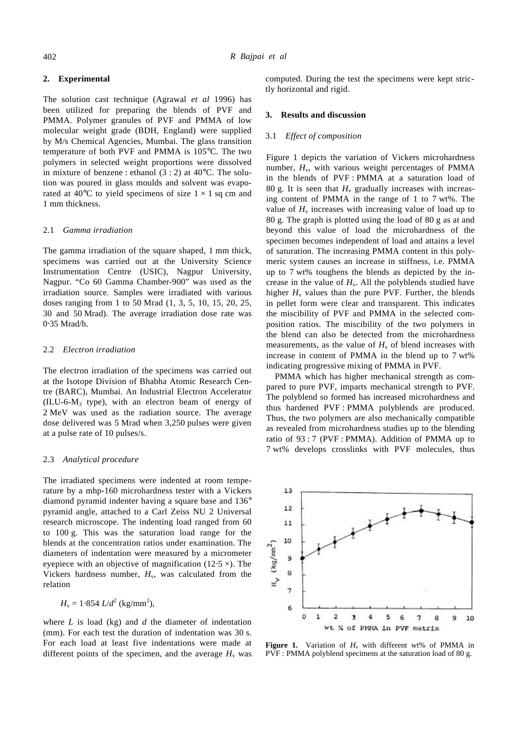## 2. Experimental

The solution cast technique (Agrawal *et al* 1996) has been utilized for preparing the blends of PVF and PMMA. Polymer granules of PVF and PMMA of low molecular weight grade (BDH, England) were supplied by M/s Chemical Agencies, Mumbai. The glass transition temperature of both PVF and PMMA is 105°C. The two polymers in selected weight proportions were dissolved in mixture of benzene : ethanol (3 : 2) at 40°C. The solution was poured in glass moulds and solvent was evaporated at 40°C to yield specimens of size 1 × 1 sq cm and 1 mm thickness.

### 2.1 *Gamma irradiation*

The gamma irradiation of the square shaped, 1 mm thick, specimens was carried out at the University Science Instrumentation Centre (USIC), Nagpur University, Nagpur. "Co 60 Gamma Chamber-900" was used as the irradiation source. Samples were irradiated with various doses ranging from 1 to 50 Mrad (1, 3, 5, 10, 15, 20, 25, 30 and 50 Mrad). The average irradiation dose rate was 0·35 Mrad/h.

### 2.2 *Electron irradiation*

The electron irradiation of the specimens was carried out at the Isotope Division of Bhabha Atomic Research Centre (BARC), Mumbai. An Industrial Electron Accelerator (ILU-6-$M_3$ type), with an electron beam of energy of 2 MeV was used as the radiation source. The average dose delivered was 5 Mrad when 3,250 pulses were given at a pulse rate of 10 pulses/s.

### 2.3 *Analytical procedure*

The irradiated specimens were indented at room temperature by a mhp-160 microhardness tester with a Vickers diamond pyramid indenter having a square base and 136° pyramid angle, attached to a Carl Zeiss NU 2 Universal research microscope. The indenting load ranged from 60 to 100 g. This was the saturation load range for the blends at the concentration ratios under examination. The diameters of indentation were measured by a micrometer eyepiece with an objective of magnification (12·5 ×). The Vickers hardness number, $H_v$, was calculated from the relation

$$H_v = 1{\cdot}854\, L/d^2 \text{ (kg/mm}^2\text{)},$$

where $L$ is load (kg) and $d$ the diameter of indentation (mm). For each test the duration of indentation was 30 s. For each load at least five indentations were made at different points of the specimen, and the average $H_v$ was computed. During the test the specimens were kept strictly horizontal and rigid.

## 3. Results and discussion

### 3.1 *Effect of composition*

Figure 1 depicts the variation of Vickers microhardness number, $H_v$, with various weight percentages of PMMA in the blends of PVF : PMMA at a saturation load of 80 g. It is seen that $H_v$ gradually increases with increasing content of PMMA in the range of 1 to 7 wt%. The value of $H_v$ increases with increasing value of load up to 80 g. The graph is plotted using the load of 80 g as at and beyond this value of load the microhardness of the specimen becomes independent of load and attains a level of saturation. The increasing PMMA content in this polymeric system causes an increase in stiffness, i.e. PMMA up to 7 wt% toughens the blends as depicted by the increase in the value of $H_v$. All the polyblends studied have higher $H_v$ values than the pure PVF. Further, the blends in pellet form were clear and transparent. This indicates the miscibility of PVF and PMMA in the selected composition ratios. The miscibility of the two polymers in the blend can also be detected from the microhardness measurements, as the value of $H_v$ of blend increases with increase in content of PMMA in the blend up to 7 wt% indicating progressive mixing of PMMA in PVF.

PMMA which has higher mechanical strength as compared to pure PVF, imparts mechanical strength to PVF. The polyblend so formed has increased microhardness and thus hardened PVF : PMMA polyblends are produced. Thus, the two polymers are also mechanically compatible as revealed from microhardness studies up to the blending ratio of 93 : 7 (PVF : PMMA). Addition of PMMA up to 7 wt% develops crosslinks with PVF molecules, thus

**Figure 1.** Variation of $H_v$ with different wt% of PMMA in PVF : PMMA polyblend specimens at the saturation load of 80 g.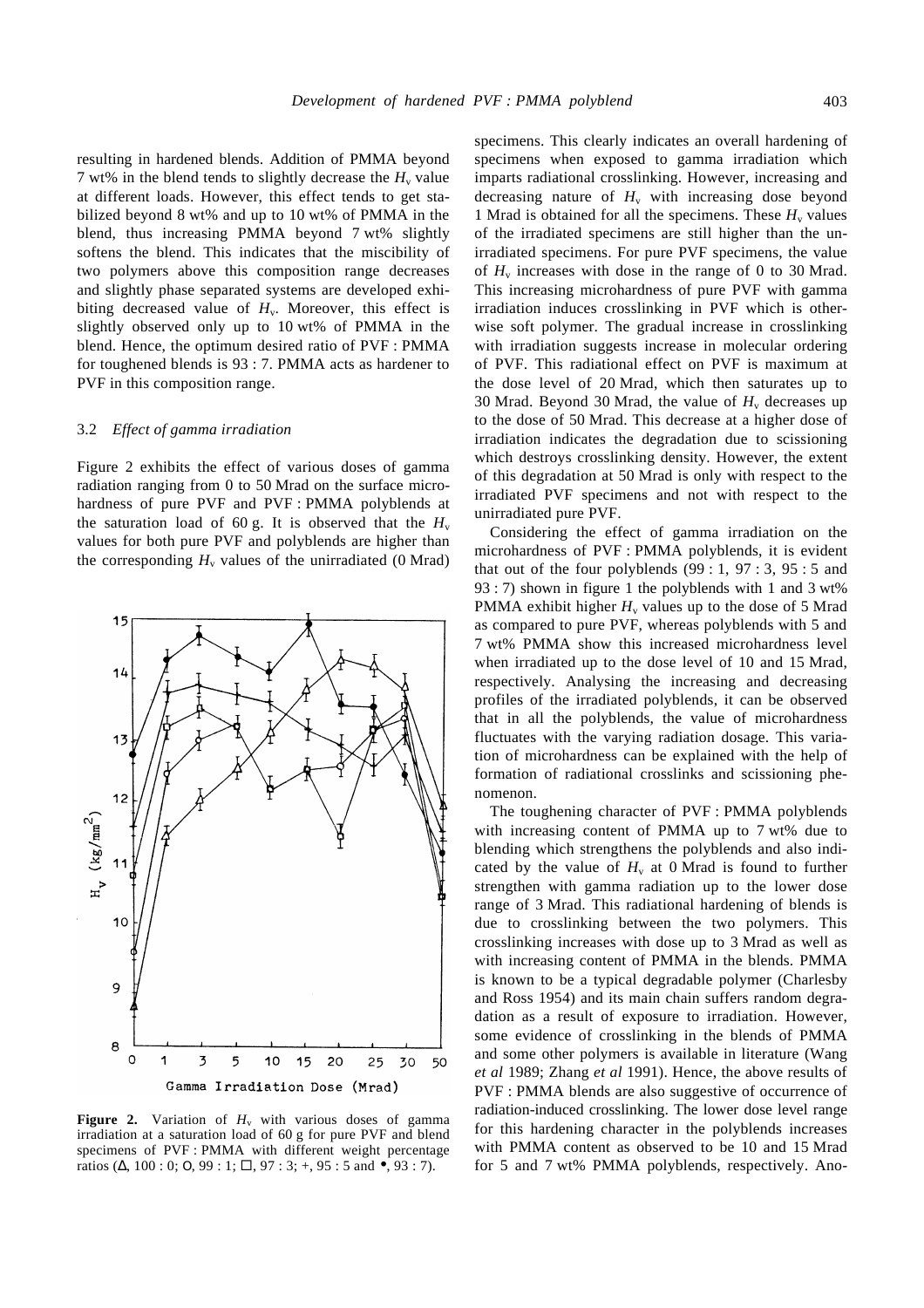resulting in hardened blends. Addition of PMMA beyond 7 wt% in the blend tends to slightly decrease the $H_v$ value at different loads. However, this effect tends to get stabilized beyond 8 wt% and up to 10 wt% of PMMA in the blend, thus increasing PMMA beyond 7 wt% slightly softens the blend. This indicates that the miscibility of two polymers above this composition range decreases and slightly phase separated systems are developed exhibiting decreased value of $H_v$. Moreover, this effect is slightly observed only up to 10 wt% of PMMA in the blend. Hence, the optimum desired ratio of PVF : PMMA for toughened blends is 93 : 7. PMMA acts as hardener to PVF in this composition range.

### 3.2 *Effect of gamma irradiation*

Figure 2 exhibits the effect of various doses of gamma radiation ranging from 0 to 50 Mrad on the surface microhardness of pure PVF and PVF : PMMA polyblends at the saturation load of 60 g. It is observed that the $H_v$ values for both pure PVF and polyblends are higher than the corresponding $H_v$ values of the unirradiated (0 Mrad) specimens. This clearly indicates an overall hardening of specimens when exposed to gamma irradiation which imparts radiational crosslinking. However, increasing and decreasing nature of $H_v$ with increasing dose beyond 1 Mrad is obtained for all the specimens. These $H_v$ values of the irradiated specimens are still higher than the unirradiated specimens. For pure PVF specimens, the value of $H_v$ increases with dose in the range of 0 to 30 Mrad. This increasing microhardness of pure PVF with gamma irradiation induces crosslinking in PVF which is otherwise soft polymer. The gradual increase in crosslinking with irradiation suggests increase in molecular ordering of PVF. This radiational effect on PVF is maximum at the dose level of 20 Mrad, which then saturates up to 30 Mrad. Beyond 30 Mrad, the value of $H_v$ decreases up to the dose of 50 Mrad. This decrease at a higher dose of irradiation indicates the degradation due to scissioning which destroys crosslinking density. However, the extent of this degradation at 50 Mrad is only with respect to the irradiated PVF specimens and not with respect to the unirradiated pure PVF.

**Figure 2.** Variation of $H_v$ with various doses of gamma irradiation at a saturation load of 60 g for pure PVF and blend specimens of PVF : PMMA with different weight percentage ratios (Δ, 100 : 0; O, 99 : 1; □, 97 : 3; +, 95 : 5 and •, 93 : 7).

Considering the effect of gamma irradiation on the microhardness of PVF : PMMA polyblends, it is evident that out of the four polyblends (99 : 1, 97 : 3, 95 : 5 and 93 : 7) shown in figure 1 the polyblends with 1 and 3 wt% PMMA exhibit higher $H_v$ values up to the dose of 5 Mrad as compared to pure PVF, whereas polyblends with 5 and 7 wt% PMMA show this increased microhardness level when irradiated up to the dose level of 10 and 15 Mrad, respectively. Analysing the increasing and decreasing profiles of the irradiated polyblends, it can be observed that in all the polyblends, the value of microhardness fluctuates with the varying radiation dosage. This variation of microhardness can be explained with the help of formation of radiational crosslinks and scissioning phenomenon.

The toughening character of PVF : PMMA polyblends with increasing content of PMMA up to 7 wt% due to blending which strengthens the polyblends and also indicated by the value of $H_v$ at 0 Mrad is found to further strengthen with gamma radiation up to the lower dose range of 3 Mrad. This radiational hardening of blends is due to crosslinking between the two polymers. This crosslinking increases with dose up to 3 Mrad as well as with increasing content of PMMA in the blends. PMMA is known to be a typical degradable polymer (Charlesby and Ross 1954) and its main chain suffers random degradation as a result of exposure to irradiation. However, some evidence of crosslinking in the blends of PMMA and some other polymers is available in literature (Wang *et al* 1989; Zhang *et al* 1991). Hence, the above results of PVF : PMMA blends are also suggestive of occurrence of radiation-induced crosslinking. The lower dose level range for this hardening character in the polyblends increases with PMMA content as observed to be 10 and 15 Mrad for 5 and 7 wt% PMMA polyblends, respectively. Ano-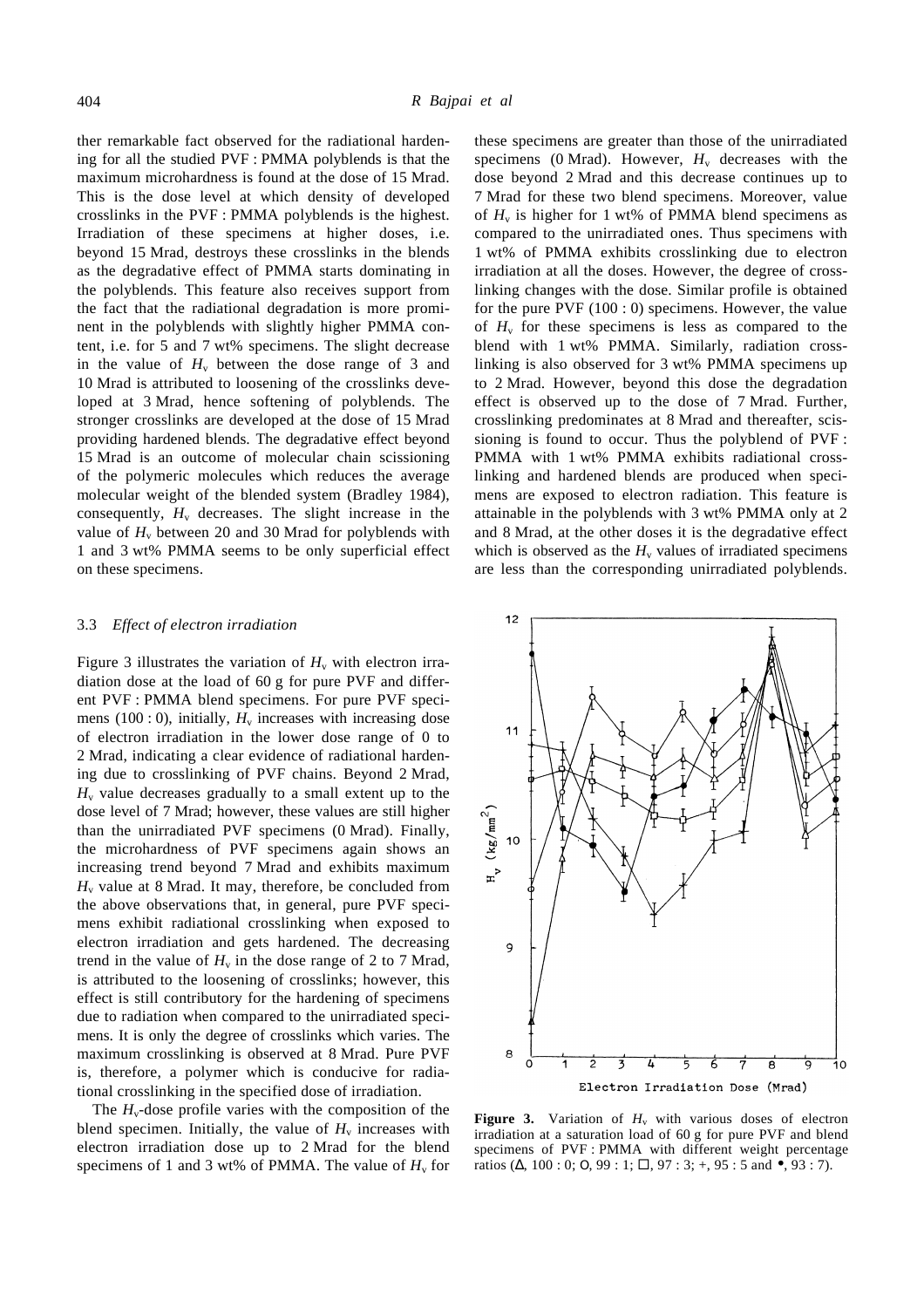ther remarkable fact observed for the radiational hardening for all the studied PVF : PMMA polyblends is that the maximum microhardness is found at the dose of 15 Mrad. This is the dose level at which density of developed crosslinks in the PVF : PMMA polyblends is the highest. Irradiation of these specimens at higher doses, i.e. beyond 15 Mrad, destroys these crosslinks in the blends as the degradative effect of PMMA starts dominating in the polyblends. This feature also receives support from the fact that the radiational degradation is more prominent in the polyblends with slightly higher PMMA content, i.e. for 5 and 7 wt% specimens. The slight decrease in the value of $H_v$ between the dose range of 3 and 10 Mrad is attributed to loosening of the crosslinks developed at 3 Mrad, hence softening of polyblends. The stronger crosslinks are developed at the dose of 15 Mrad providing hardened blends. The degradative effect beyond 15 Mrad is an outcome of molecular chain scissioning of the polymeric molecules which reduces the average molecular weight of the blended system (Bradley 1984), consequently, $H_v$ decreases. The slight increase in the value of $H_v$ between 20 and 30 Mrad for polyblends with 1 and 3 wt% PMMA seems to be only superficial effect on these specimens.

### 3.3 *Effect of electron irradiation*

Figure 3 illustrates the variation of $H_v$ with electron irradiation dose at the load of 60 g for pure PVF and different PVF : PMMA blend specimens. For pure PVF specimens (100 : 0), initially, $H_v$ increases with increasing dose of electron irradiation in the lower dose range of 0 to 2 Mrad, indicating a clear evidence of radiational hardening due to crosslinking of PVF chains. Beyond 2 Mrad, $H_v$ value decreases gradually to a small extent up to the dose level of 7 Mrad; however, these values are still higher than the unirradiated PVF specimens (0 Mrad). Finally, the microhardness of PVF specimens again shows an increasing trend beyond 7 Mrad and exhibits maximum $H_v$ value at 8 Mrad. It may, therefore, be concluded from the above observations that, in general, pure PVF specimens exhibit radiational crosslinking when exposed to electron irradiation and gets hardened. The decreasing trend in the value of $H_v$ in the dose range of 2 to 7 Mrad, is attributed to the loosening of crosslinks; however, this effect is still contributory for the hardening of specimens due to radiation when compared to the unirradiated specimens. It is only the degree of crosslinks which varies. The maximum crosslinking is observed at 8 Mrad. Pure PVF is, therefore, a polymer which is conducive for radiational crosslinking in the specified dose of irradiation.

The $H_v$-dose profile varies with the composition of the blend specimen. Initially, the value of $H_v$ increases with electron irradiation dose up to 2 Mrad for the blend specimens of 1 and 3 wt% of PMMA. The value of $H_v$ for these specimens are greater than those of the unirradiated specimens (0 Mrad). However, $H_v$ decreases with the dose beyond 2 Mrad and this decrease continues up to 7 Mrad for these two blend specimens. Moreover, value of $H_v$ is higher for 1 wt% of PMMA blend specimens as compared to the unirradiated ones. Thus specimens with 1 wt% of PMMA exhibits crosslinking due to electron irradiation at all the doses. However, the degree of crosslinking changes with the dose. Similar profile is obtained for the pure PVF (100 : 0) specimens. However, the value of $H_v$ for these specimens is less as compared to the blend with 1 wt% PMMA. Similarly, radiation crosslinking is also observed for 3 wt% PMMA specimens up to 2 Mrad. However, beyond this dose the degradation effect is observed up to the dose of 7 Mrad. Further, crosslinking predominates at 8 Mrad and thereafter, scissioning is found to occur. Thus the polyblend of PVF : PMMA with 1 wt% PMMA exhibits radiational crosslinking and hardened blends are produced when specimens are exposed to electron radiation. This feature is attainable in the polyblends with 3 wt% PMMA only at 2 and 8 Mrad, at the other doses it is the degradative effect which is observed as the $H_v$ values of irradiated specimens are less than the corresponding unirradiated polyblends.

**Figure 3.** Variation of $H_v$ with various doses of electron irradiation at a saturation load of 60 g for pure PVF and blend specimens of PVF : PMMA with different weight percentage ratios (Δ, 100 : 0; O, 99 : 1; □, 97 : 3; +, 95 : 5 and •, 93 : 7).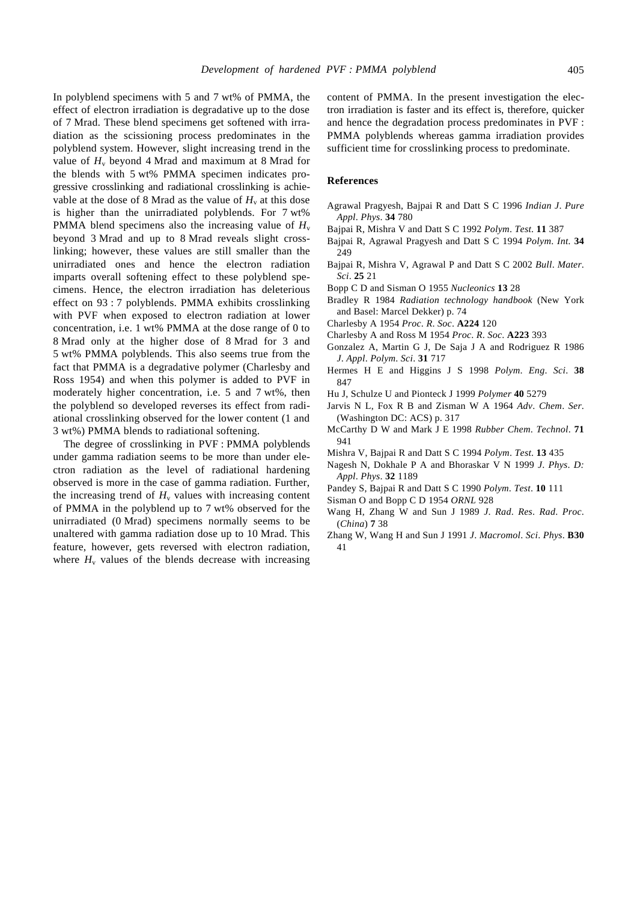In polyblend specimens with 5 and 7 wt% of PMMA, the effect of electron irradiation is degradative up to the dose of 7 Mrad. These blend specimens get softened with irradiation as the scissioning process predominates in the polyblend system. However, slight increasing trend in the value of $H_v$ beyond 4 Mrad and maximum at 8 Mrad for the blends with 5 wt% PMMA specimen indicates progressive crosslinking and radiational crosslinking is achievable at the dose of 8 Mrad as the value of $H_v$ at this dose is higher than the unirradiated polyblends. For 7 wt% PMMA blend specimens also the increasing value of $H_v$ beyond 3 Mrad and up to 8 Mrad reveals slight crosslinking; however, these values are still smaller than the unirradiated ones and hence the electron radiation imparts overall softening effect to these polyblend specimens. Hence, the electron irradiation has deleterious effect on 93 : 7 polyblends. PMMA exhibits crosslinking with PVF when exposed to electron radiation at lower concentration, i.e. 1 wt% PMMA at the dose range of 0 to 8 Mrad only at the higher dose of 8 Mrad for 3 and 5 wt% PMMA polyblends. This also seems true from the fact that PMMA is a degradative polymer (Charlesby and Ross 1954) and when this polymer is added to PVF in moderately higher concentration, i.e. 5 and 7 wt%, then the polyblend so developed reverses its effect from radiational crosslinking observed for the lower content (1 and 3 wt%) PMMA blends to radiational softening.

The degree of crosslinking in PVF : PMMA polyblends under gamma radiation seems to be more than under electron radiation as the level of radiational hardening observed is more in the case of gamma radiation. Further, the increasing trend of $H_v$ values with increasing content of PMMA in the polyblend up to 7 wt% observed for the unirradiated (0 Mrad) specimens normally seems to be unaltered with gamma radiation dose up to 10 Mrad. This feature, however, gets reversed with electron radiation, where $H_v$ values of the blends decrease with increasing content of PMMA. In the present investigation the electron irradiation is faster and its effect is, therefore, quicker and hence the degradation process predominates in PVF : PMMA polyblends whereas gamma irradiation provides sufficient time for crosslinking process to predominate.

## References

Agrawal Pragyesh, Bajpai R and Datt S C 1996 *Indian J. Pure Appl. Phys.* **34** 780

Bajpai R, Mishra V and Datt S C 1992 *Polym. Test.* **11** 387

Bajpai R, Agrawal Pragyesh and Datt S C 1994 *Polym. Int.* **34** 249

Bajpai R, Mishra V, Agrawal P and Datt S C 2002 *Bull. Mater. Sci.* **25** 21

Bopp C D and Sisman O 1955 *Nucleonics* **13** 28

Bradley R 1984 *Radiation technology handbook* (New York and Basel: Marcel Dekker) p. 74

Charlesby A 1954 *Proc. R. Soc.* **A224** 120

Charlesby A and Ross M 1954 *Proc. R. Soc.* **A223** 393

Gonzalez A, Martin G J, De Saja J A and Rodriguez R 1986 *J. Appl. Polym. Sci.* **31** 717

Hermes H E and Higgins J S 1998 *Polym. Eng. Sci.* **38** 847

Hu J, Schulze U and Pionteck J 1999 *Polymer* **40** 5279

Jarvis N L, Fox R B and Zisman W A 1964 *Adv. Chem. Ser.* (Washington DC: ACS) p. 317

McCarthy D W and Mark J E 1998 *Rubber Chem. Technol.* **71** 941

Mishra V, Bajpai R and Datt S C 1994 *Polym. Test.* **13** 435

Nagesh N, Dokhale P A and Bhoraskar V N 1999 *J. Phys. D: Appl. Phys.* **32** 1189

Pandey S, Bajpai R and Datt S C 1990 *Polym. Test.* **10** 111

Sisman O and Bopp C D 1954 *ORNL* 928

Wang H, Zhang W and Sun J 1989 *J. Rad. Res. Rad. Proc.* (*China*) **7** 38

Zhang W, Wang H and Sun J 1991 *J. Macromol. Sci. Phys.* **B30** 41